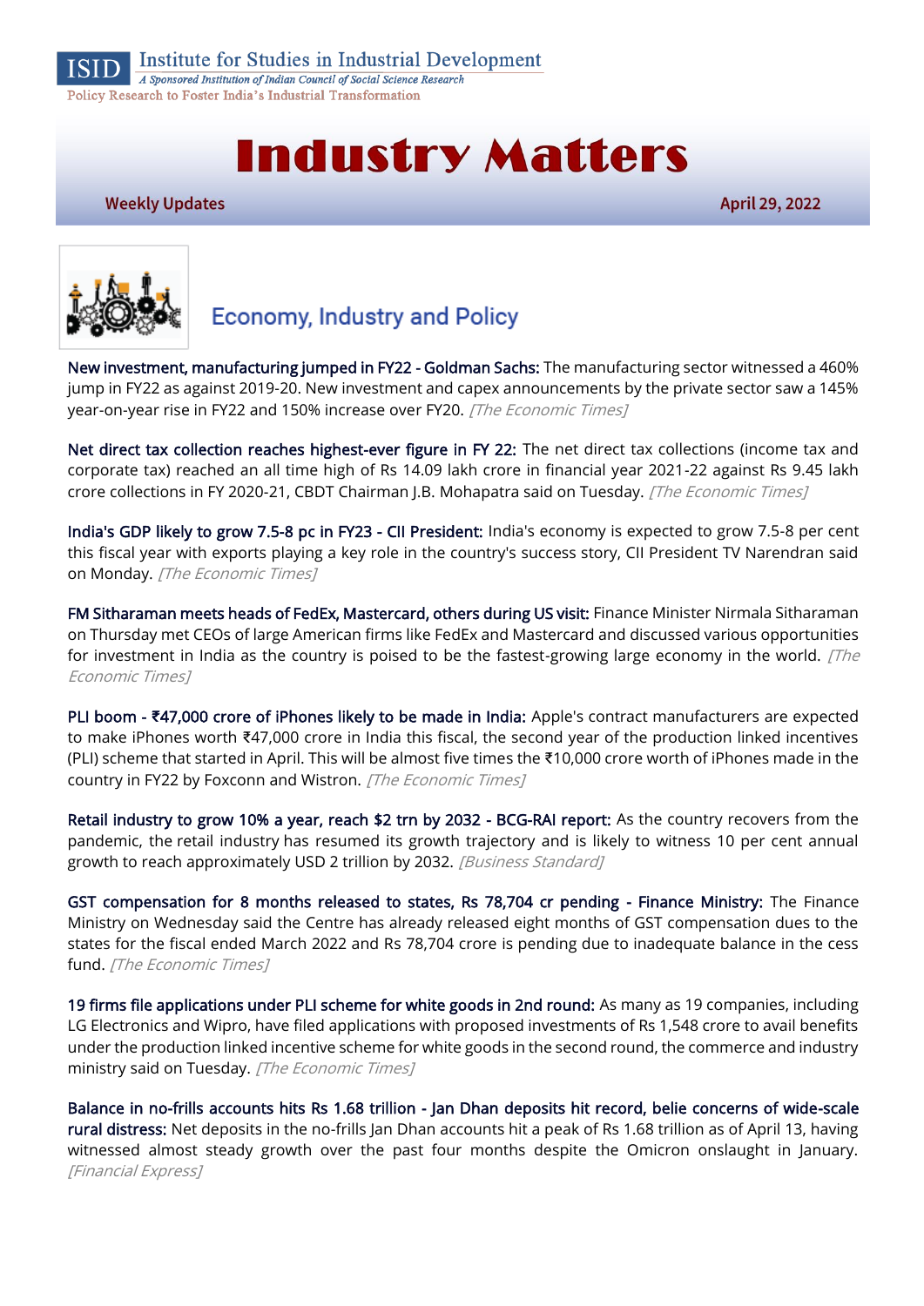ISID Institute for Studies in Industrial Development
*A Sponsored Institution of Indian Council of Social Science Research*
Policy Research to Foster India's Industrial Transformation

# Industry Matters

**Weekly Updates** **April 29, 2022**

## Economy, Industry and Policy

New investment, manufacturing jumped in FY22 - Goldman Sachs: The manufacturing sector witnessed a 460% jump in FY22 as against 2019-20. New investment and capex announcements by the private sector saw a 145% year-on-year rise in FY22 and 150% increase over FY20. *[The Economic Times]*

Net direct tax collection reaches highest-ever figure in FY 22: The net direct tax collections (income tax and corporate tax) reached an all time high of Rs 14.09 lakh crore in financial year 2021-22 against Rs 9.45 lakh crore collections in FY 2020-21, CBDT Chairman J.B. Mohapatra said on Tuesday. *[The Economic Times]*

India's GDP likely to grow 7.5-8 pc in FY23 - CII President: India's economy is expected to grow 7.5-8 per cent this fiscal year with exports playing a key role in the country's success story, CII President TV Narendran said on Monday. *[The Economic Times]*

FM Sitharaman meets heads of FedEx, Mastercard, others during US visit: Finance Minister Nirmala Sitharaman on Thursday met CEOs of large American firms like FedEx and Mastercard and discussed various opportunities for investment in India as the country is poised to be the fastest-growing large economy in the world. *[The Economic Times]*

PLI boom - ₹47,000 crore of iPhones likely to be made in India: Apple's contract manufacturers are expected to make iPhones worth ₹47,000 crore in India this fiscal, the second year of the production linked incentives (PLI) scheme that started in April. This will be almost five times the ₹10,000 crore worth of iPhones made in the country in FY22 by Foxconn and Wistron. *[The Economic Times]*

Retail industry to grow 10% a year, reach $2 trn by 2032 - BCG-RAI report: As the country recovers from the pandemic, the retail industry has resumed its growth trajectory and is likely to witness 10 per cent annual growth to reach approximately USD 2 trillion by 2032. *[Business Standard]*

GST compensation for 8 months released to states, Rs 78,704 cr pending - Finance Ministry: The Finance Ministry on Wednesday said the Centre has already released eight months of GST compensation dues to the states for the fiscal ended March 2022 and Rs 78,704 crore is pending due to inadequate balance in the cess fund. *[The Economic Times]*

19 firms file applications under PLI scheme for white goods in 2nd round: As many as 19 companies, including LG Electronics and Wipro, have filed applications with proposed investments of Rs 1,548 crore to avail benefits under the production linked incentive scheme for white goods in the second round, the commerce and industry ministry said on Tuesday. *[The Economic Times]*

Balance in no-frills accounts hits Rs 1.68 trillion - Jan Dhan deposits hit record, belie concerns of wide-scale rural distress: Net deposits in the no-frills Jan Dhan accounts hit a peak of Rs 1.68 trillion as of April 13, having witnessed almost steady growth over the past four months despite the Omicron onslaught in January. *[Financial Express]*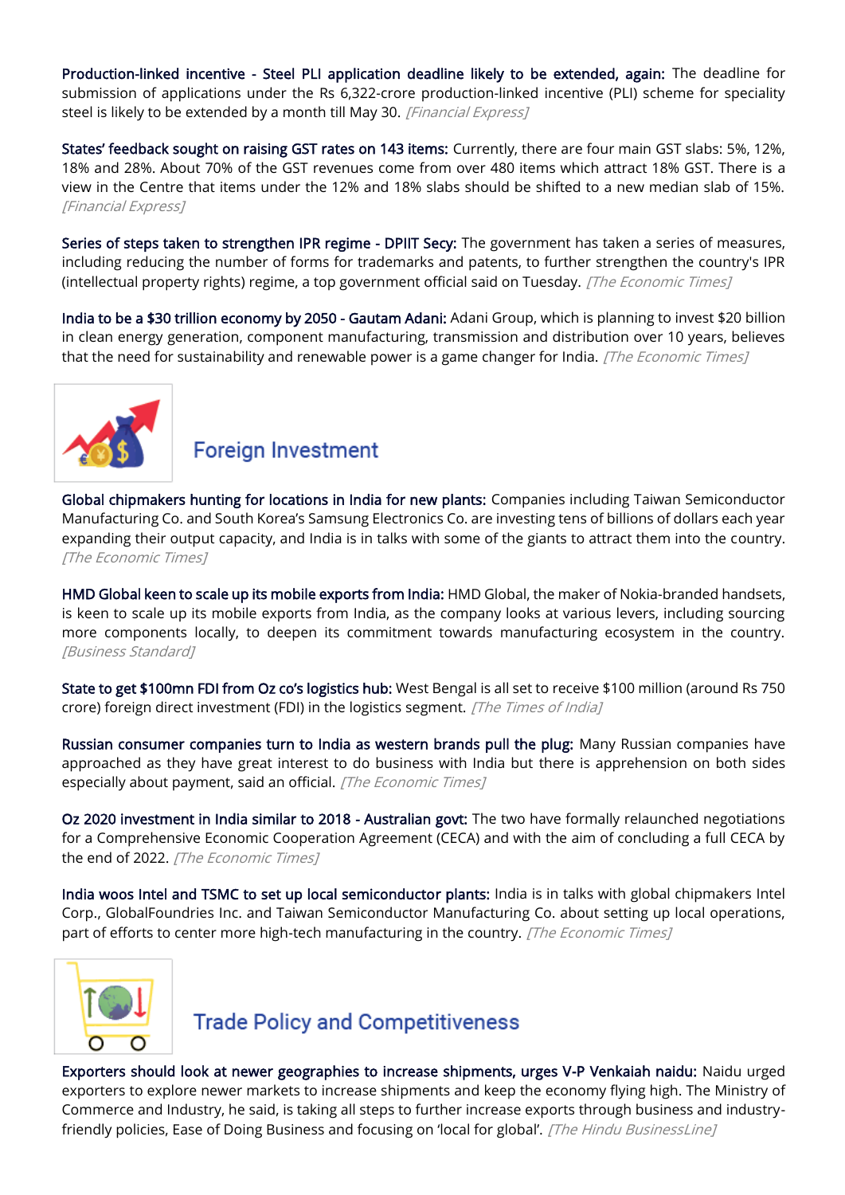**Production-linked incentive - Steel PLI application deadline likely to be extended, again:** The deadline for submission of applications under the Rs 6,322-crore production-linked incentive (PLI) scheme for speciality steel is likely to be extended by a month till May 30. *[Financial Express]*

**States' feedback sought on raising GST rates on 143 items:** Currently, there are four main GST slabs: 5%, 12%, 18% and 28%. About 70% of the GST revenues come from over 480 items which attract 18% GST. There is a view in the Centre that items under the 12% and 18% slabs should be shifted to a new median slab of 15%. *[Financial Express]*

**Series of steps taken to strengthen IPR regime - DPIIT Secy:** The government has taken a series of measures, including reducing the number of forms for trademarks and patents, to further strengthen the country's IPR (intellectual property rights) regime, a top government official said on Tuesday. *[The Economic Times]*

**India to be a $30 trillion economy by 2050 - Gautam Adani:** Adani Group, which is planning to invest $20 billion in clean energy generation, component manufacturing, transmission and distribution over 10 years, believes that the need for sustainability and renewable power is a game changer for India. *[The Economic Times]*

## Foreign Investment

**Global chipmakers hunting for locations in India for new plants:** Companies including Taiwan Semiconductor Manufacturing Co. and South Korea's Samsung Electronics Co. are investing tens of billions of dollars each year expanding their output capacity, and India is in talks with some of the giants to attract them into the country. *[The Economic Times]*

**HMD Global keen to scale up its mobile exports from India:** HMD Global, the maker of Nokia-branded handsets, is keen to scale up its mobile exports from India, as the company looks at various levers, including sourcing more components locally, to deepen its commitment towards manufacturing ecosystem in the country. *[Business Standard]*

**State to get $100mn FDI from Oz co's logistics hub:** West Bengal is all set to receive $100 million (around Rs 750 crore) foreign direct investment (FDI) in the logistics segment. *[The Times of India]*

**Russian consumer companies turn to India as western brands pull the plug:** Many Russian companies have approached as they have great interest to do business with India but there is apprehension on both sides especially about payment, said an official. *[The Economic Times]*

**Oz 2020 investment in India similar to 2018 - Australian govt:** The two have formally relaunched negotiations for a Comprehensive Economic Cooperation Agreement (CECA) and with the aim of concluding a full CECA by the end of 2022. *[The Economic Times]*

**India woos Intel and TSMC to set up local semiconductor plants:** India is in talks with global chipmakers Intel Corp., GlobalFoundries Inc. and Taiwan Semiconductor Manufacturing Co. about setting up local operations, part of efforts to center more high-tech manufacturing in the country. *[The Economic Times]*

## Trade Policy and Competitiveness

**Exporters should look at newer geographies to increase shipments, urges V-P Venkaiah naidu:** Naidu urged exporters to explore newer markets to increase shipments and keep the economy flying high. The Ministry of Commerce and Industry, he said, is taking all steps to further increase exports through business and industry-friendly policies, Ease of Doing Business and focusing on 'local for global'. *[The Hindu BusinessLine]*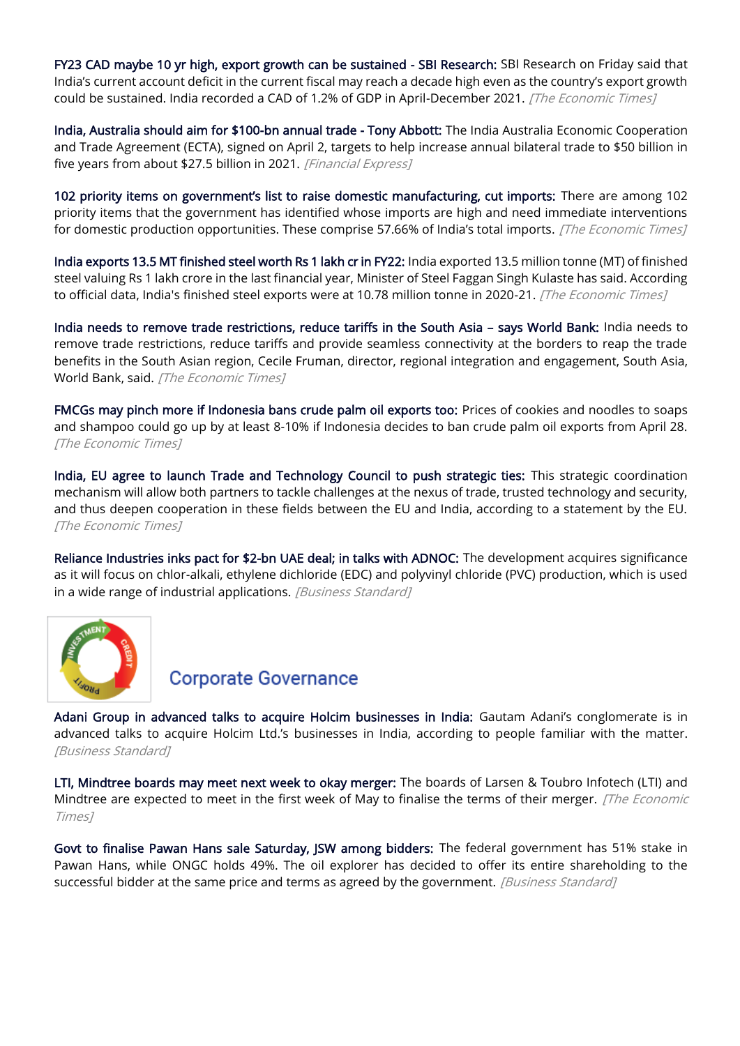**FY23 CAD maybe 10 yr high, export growth can be sustained - SBI Research:** SBI Research on Friday said that India's current account deficit in the current fiscal may reach a decade high even as the country's export growth could be sustained. India recorded a CAD of 1.2% of GDP in April-December 2021. *[The Economic Times]*

**India, Australia should aim for $100-bn annual trade - Tony Abbott:** The India Australia Economic Cooperation and Trade Agreement (ECTA), signed on April 2, targets to help increase annual bilateral trade to $50 billion in five years from about $27.5 billion in 2021. *[Financial Express]*

**102 priority items on government's list to raise domestic manufacturing, cut imports:** There are among 102 priority items that the government has identified whose imports are high and need immediate interventions for domestic production opportunities. These comprise 57.66% of India's total imports. *[The Economic Times]*

**India exports 13.5 MT finished steel worth Rs 1 lakh cr in FY22:** India exported 13.5 million tonne (MT) of finished steel valuing Rs 1 lakh crore in the last financial year, Minister of Steel Faggan Singh Kulaste has said. According to official data, India's finished steel exports were at 10.78 million tonne in 2020-21. *[The Economic Times]*

**India needs to remove trade restrictions, reduce tariffs in the South Asia – says World Bank:** India needs to remove trade restrictions, reduce tariffs and provide seamless connectivity at the borders to reap the trade benefits in the South Asian region, Cecile Fruman, director, regional integration and engagement, South Asia, World Bank, said. *[The Economic Times]*

**FMCGs may pinch more if Indonesia bans crude palm oil exports too:** Prices of cookies and noodles to soaps and shampoo could go up by at least 8-10% if Indonesia decides to ban crude palm oil exports from April 28. *[The Economic Times]*

**India, EU agree to launch Trade and Technology Council to push strategic ties:** This strategic coordination mechanism will allow both partners to tackle challenges at the nexus of trade, trusted technology and security, and thus deepen cooperation in these fields between the EU and India, according to a statement by the EU. *[The Economic Times]*

**Reliance Industries inks pact for $2-bn UAE deal; in talks with ADNOC:** The development acquires significance as it will focus on chlor-alkali, ethylene dichloride (EDC) and polyvinyl chloride (PVC) production, which is used in a wide range of industrial applications. *[Business Standard]*

## Corporate Governance

**Adani Group in advanced talks to acquire Holcim businesses in India:** Gautam Adani's conglomerate is in advanced talks to acquire Holcim Ltd.'s businesses in India, according to people familiar with the matter. *[Business Standard]*

**LTI, Mindtree boards may meet next week to okay merger:** The boards of Larsen & Toubro Infotech (LTI) and Mindtree are expected to meet in the first week of May to finalise the terms of their merger. *[The Economic Times]*

**Govt to finalise Pawan Hans sale Saturday, JSW among bidders:** The federal government has 51% stake in Pawan Hans, while ONGC holds 49%. The oil explorer has decided to offer its entire shareholding to the successful bidder at the same price and terms as agreed by the government. *[Business Standard]*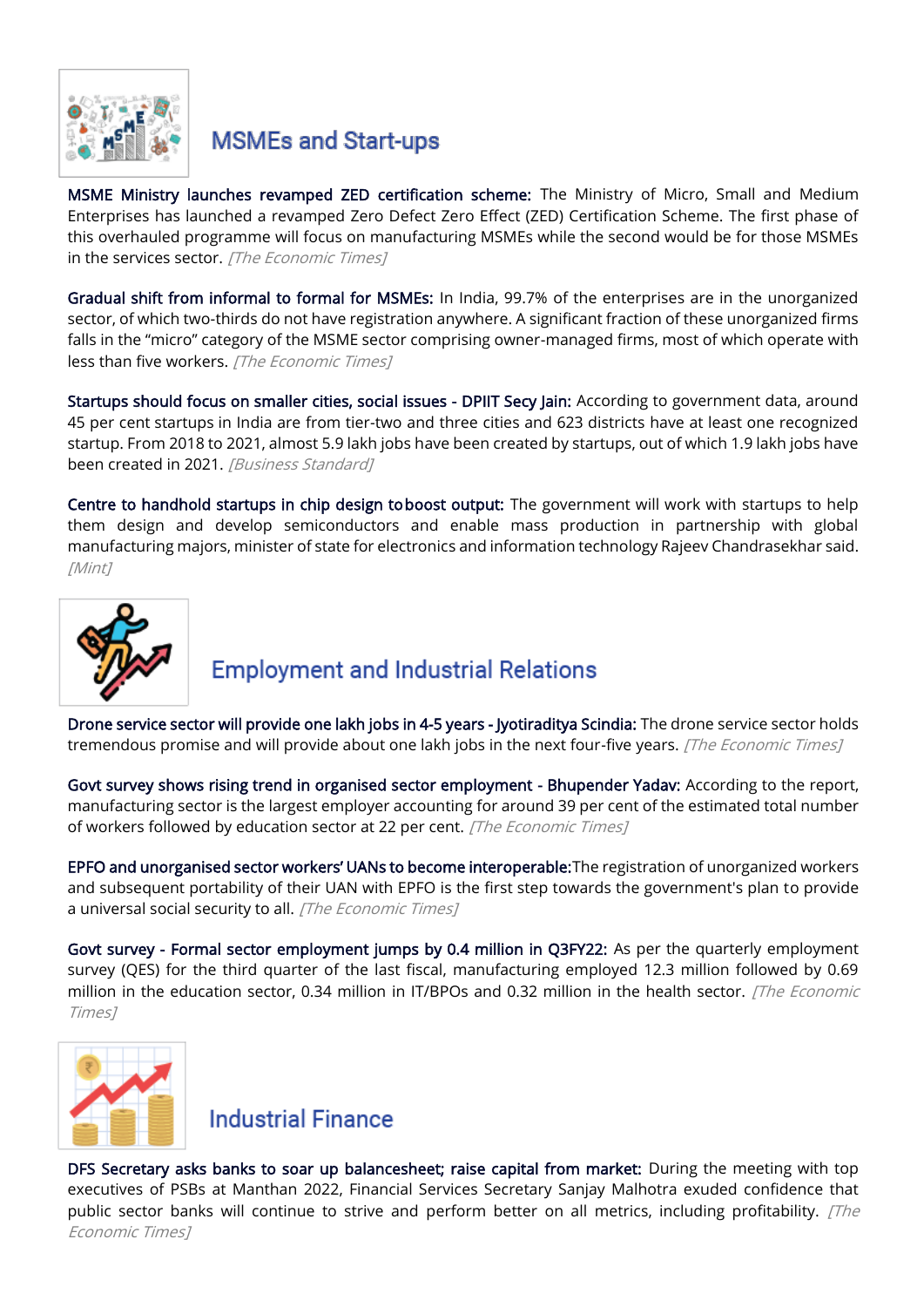## MSMEs and Start-ups

**MSME Ministry launches revamped ZED certification scheme:** The Ministry of Micro, Small and Medium Enterprises has launched a revamped Zero Defect Zero Effect (ZED) Certification Scheme. The first phase of this overhauled programme will focus on manufacturing MSMEs while the second would be for those MSMEs in the services sector. *[The Economic Times]*

**Gradual shift from informal to formal for MSMEs:** In India, 99.7% of the enterprises are in the unorganized sector, of which two-thirds do not have registration anywhere. A significant fraction of these unorganized firms falls in the "micro" category of the MSME sector comprising owner-managed firms, most of which operate with less than five workers. *[The Economic Times]*

**Startups should focus on smaller cities, social issues - DPIIT Secy Jain:** According to government data, around 45 per cent startups in India are from tier-two and three cities and 623 districts have at least one recognized startup. From 2018 to 2021, almost 5.9 lakh jobs have been created by startups, out of which 1.9 lakh jobs have been created in 2021. *[Business Standard]*

**Centre to handhold startups in chip design toboost output:** The government will work with startups to help them design and develop semiconductors and enable mass production in partnership with global manufacturing majors, minister of state for electronics and information technology Rajeev Chandrasekhar said. *[Mint]*

## Employment and Industrial Relations

**Drone service sector will provide one lakh jobs in 4-5 years - Jyotiraditya Scindia:** The drone service sector holds tremendous promise and will provide about one lakh jobs in the next four-five years. *[The Economic Times]*

**Govt survey shows rising trend in organised sector employment - Bhupender Yadav:** According to the report, manufacturing sector is the largest employer accounting for around 39 per cent of the estimated total number of workers followed by education sector at 22 per cent. *[The Economic Times]*

**EPFO and unorganised sector workers' UANs to become interoperable:** The registration of unorganized workers and subsequent portability of their UAN with EPFO is the first step towards the government's plan to provide a universal social security to all. *[The Economic Times]*

**Govt survey - Formal sector employment jumps by 0.4 million in Q3FY22:** As per the quarterly employment survey (QES) for the third quarter of the last fiscal, manufacturing employed 12.3 million followed by 0.69 million in the education sector, 0.34 million in IT/BPOs and 0.32 million in the health sector. *[The Economic Times]*

## Industrial Finance

**DFS Secretary asks banks to soar up balancesheet; raise capital from market:** During the meeting with top executives of PSBs at Manthan 2022, Financial Services Secretary Sanjay Malhotra exuded confidence that public sector banks will continue to strive and perform better on all metrics, including profitability. *[The Economic Times]*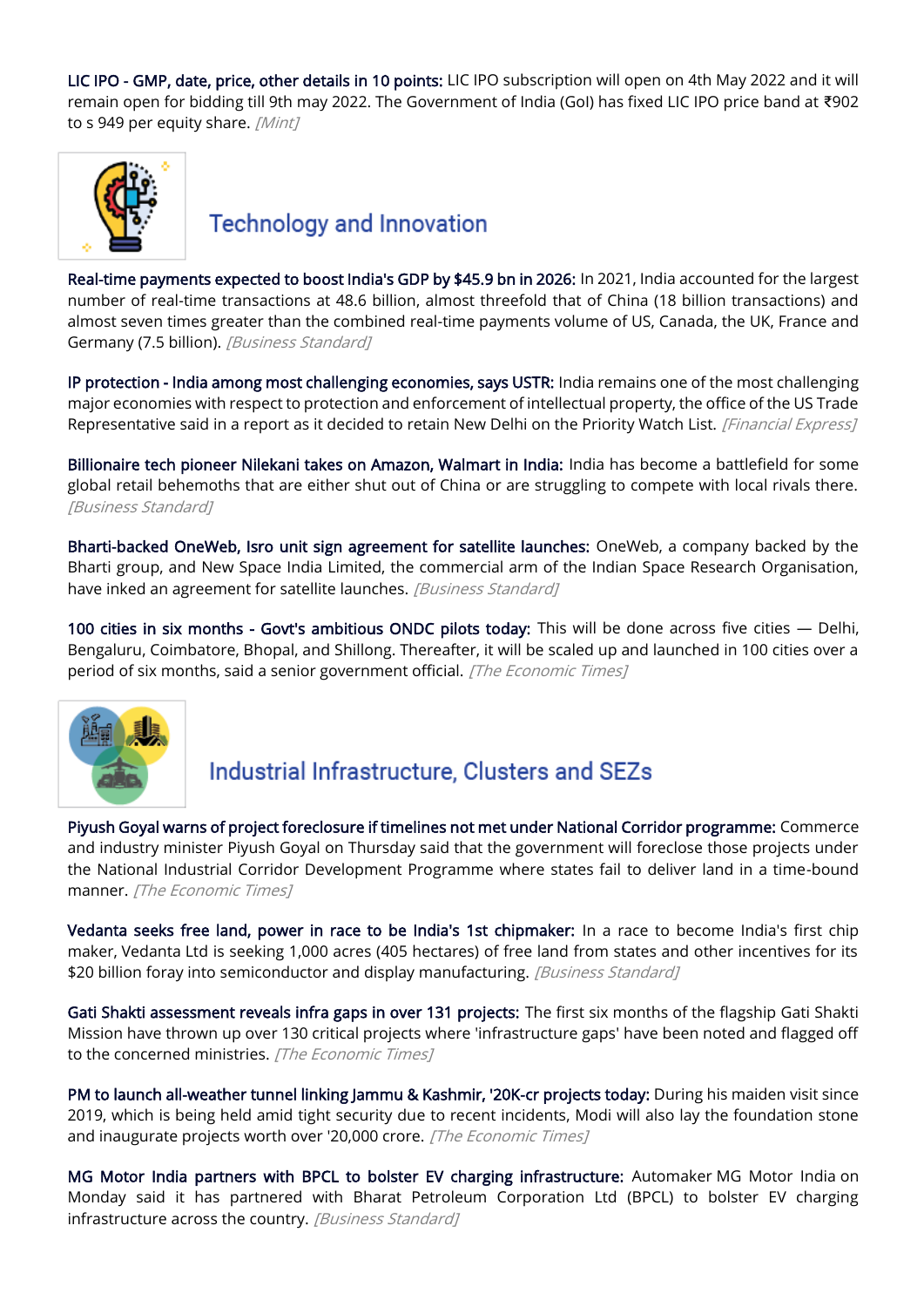**LIC IPO - GMP, date, price, other details in 10 points:** LIC IPO subscription will open on 4th May 2022 and it will remain open for bidding till 9th may 2022. The Government of India (GoI) has fixed LIC IPO price band at ₹902 to s 949 per equity share. *[Mint]*

## Technology and Innovation

**Real-time payments expected to boost India's GDP by $45.9 bn in 2026:** In 2021, India accounted for the largest number of real-time transactions at 48.6 billion, almost threefold that of China (18 billion transactions) and almost seven times greater than the combined real-time payments volume of US, Canada, the UK, France and Germany (7.5 billion). *[Business Standard]*

**IP protection - India among most challenging economies, says USTR:** India remains one of the most challenging major economies with respect to protection and enforcement of intellectual property, the office of the US Trade Representative said in a report as it decided to retain New Delhi on the Priority Watch List. *[Financial Express]*

**Billionaire tech pioneer Nilekani takes on Amazon, Walmart in India:** India has become a battlefield for some global retail behemoths that are either shut out of China or are struggling to compete with local rivals there. *[Business Standard]*

**Bharti-backed OneWeb, Isro unit sign agreement for satellite launches:** OneWeb, a company backed by the Bharti group, and New Space India Limited, the commercial arm of the Indian Space Research Organisation, have inked an agreement for satellite launches. *[Business Standard]*

**100 cities in six months - Govt's ambitious ONDC pilots today:** This will be done across five cities — Delhi, Bengaluru, Coimbatore, Bhopal, and Shillong. Thereafter, it will be scaled up and launched in 100 cities over a period of six months, said a senior government official. *[The Economic Times]*

## Industrial Infrastructure, Clusters and SEZs

**Piyush Goyal warns of project foreclosure if timelines not met under National Corridor programme:** Commerce and industry minister Piyush Goyal on Thursday said that the government will foreclose those projects under the National Industrial Corridor Development Programme where states fail to deliver land in a time-bound manner. *[The Economic Times]*

**Vedanta seeks free land, power in race to be India's 1st chipmaker:** In a race to become India's first chip maker, Vedanta Ltd is seeking 1,000 acres (405 hectares) of free land from states and other incentives for its $20 billion foray into semiconductor and display manufacturing. *[Business Standard]*

**Gati Shakti assessment reveals infra gaps in over 131 projects:** The first six months of the flagship Gati Shakti Mission have thrown up over 130 critical projects where 'infrastructure gaps' have been noted and flagged off to the concerned ministries. *[The Economic Times]*

**PM to launch all-weather tunnel linking Jammu & Kashmir, '20K-cr projects today:** During his maiden visit since 2019, which is being held amid tight security due to recent incidents, Modi will also lay the foundation stone and inaugurate projects worth over '20,000 crore. *[The Economic Times]*

**MG Motor India partners with BPCL to bolster EV charging infrastructure:** Automaker MG Motor India on Monday said it has partnered with Bharat Petroleum Corporation Ltd (BPCL) to bolster EV charging infrastructure across the country. *[Business Standard]*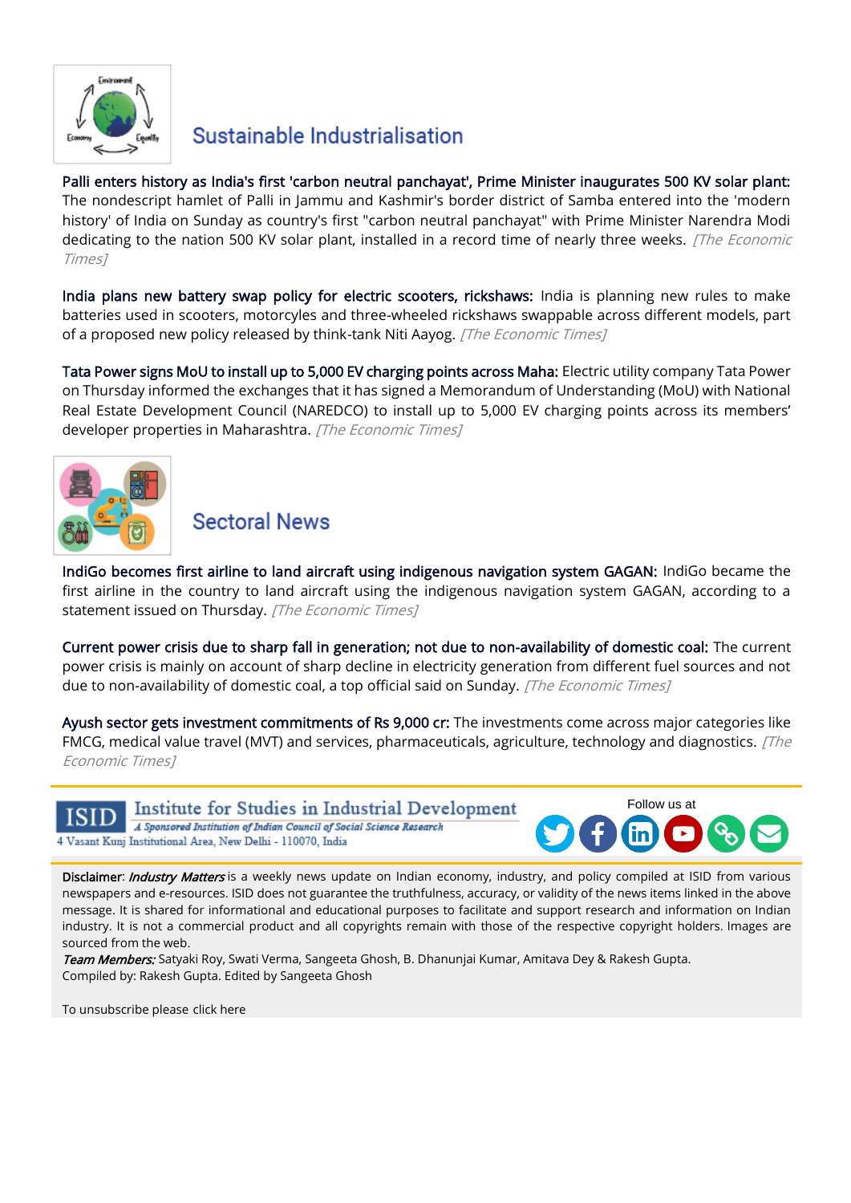## Sustainable Industrialisation

**Palli enters history as India's first 'carbon neutral panchayat', Prime Minister inaugurates 500 KV solar plant:** The nondescript hamlet of Palli in Jammu and Kashmir's border district of Samba entered into the 'modern history' of India on Sunday as country's first "carbon neutral panchayat" with Prime Minister Narendra Modi dedicating to the nation 500 KV solar plant, installed in a record time of nearly three weeks. *[The Economic Times]*

**India plans new battery swap policy for electric scooters, rickshaws:** India is planning new rules to make batteries used in scooters, motorcyles and three-wheeled rickshaws swappable across different models, part of a proposed new policy released by think-tank Niti Aayog. *[The Economic Times]*

**Tata Power signs MoU to install up to 5,000 EV charging points across Maha:** Electric utility company Tata Power on Thursday informed the exchanges that it has signed a Memorandum of Understanding (MoU) with National Real Estate Development Council (NAREDCO) to install up to 5,000 EV charging points across its members' developer properties in Maharashtra. *[The Economic Times]*

## Sectoral News

**IndiGo becomes first airline to land aircraft using indigenous navigation system GAGAN:** IndiGo became the first airline in the country to land aircraft using the indigenous navigation system GAGAN, according to a statement issued on Thursday. *[The Economic Times]*

**Current power crisis due to sharp fall in generation; not due to non-availability of domestic coal:** The current power crisis is mainly on account of sharp decline in electricity generation from different fuel sources and not due to non-availability of domestic coal, a top official said on Sunday. *[The Economic Times]*

**Ayush sector gets investment commitments of Rs 9,000 cr:** The investments come across major categories like FMCG, medical value travel (MVT) and services, pharmaceuticals, agriculture, technology and diagnostics. *[The Economic Times]*

---

**ISID** Institute for Studies in Industrial Development
*A Sponsored Institution of Indian Council of Social Science Research*
4 Vasant Kunj Institutional Area, New Delhi - 110070, India

Follow us at

Disclaimer: *Industry Matters* is a weekly news update on Indian economy, industry, and policy compiled at ISID from various newspapers and e-resources. ISID does not guarantee the truthfulness, accuracy, or validity of the news items linked in the above message. It is shared for informational and educational purposes to facilitate and support research and information on Indian industry. It is not a commercial product and all copyrights remain with those of the respective copyright holders. Images are sourced from the web.

*Team Members:* Satyaki Roy, Swati Verma, Sangeeta Ghosh, B. Dhanunjai Kumar, Amitava Dey & Rakesh Gupta.
Compiled by: Rakesh Gupta. Edited by Sangeeta Ghosh

To unsubscribe please click here